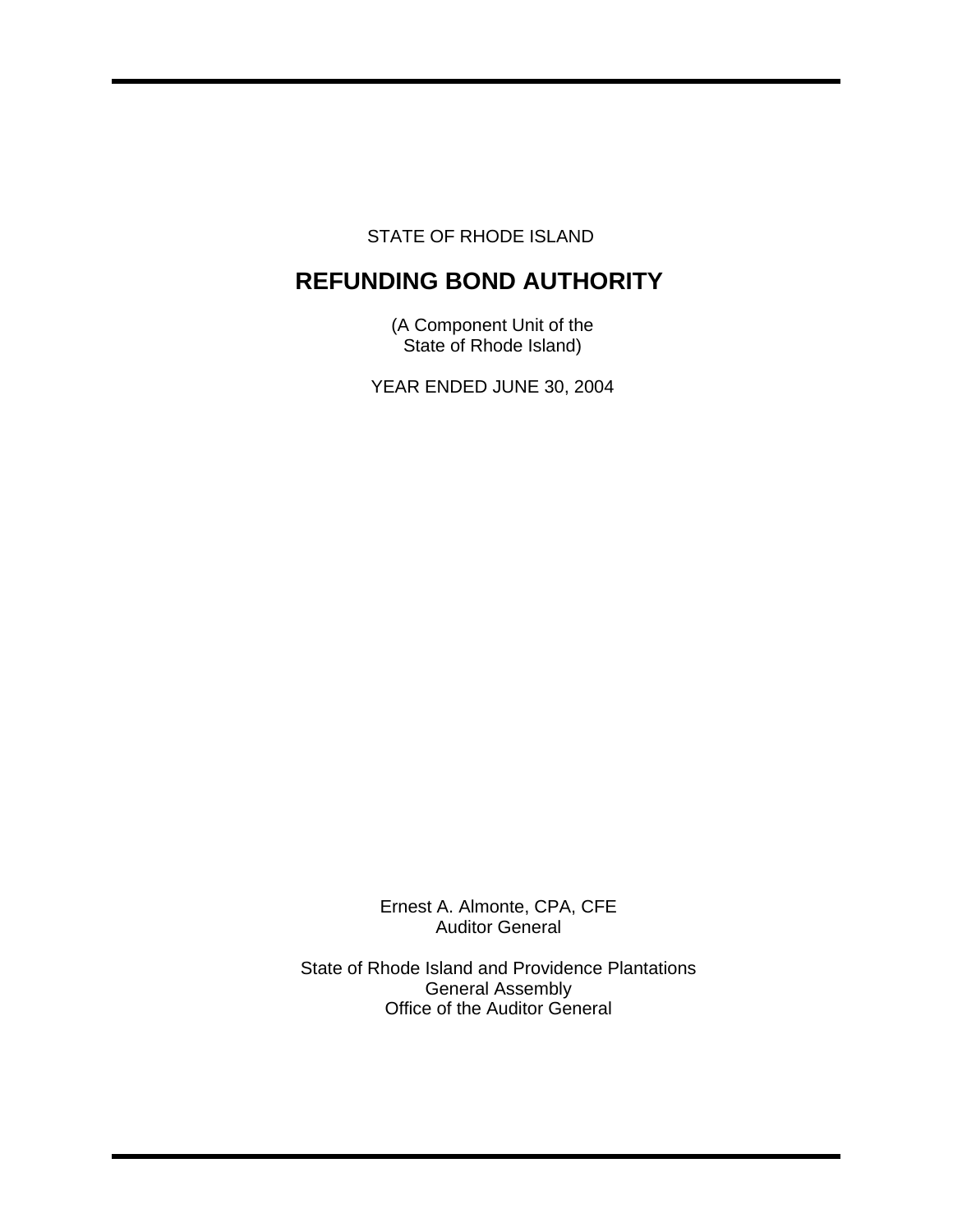STATE OF RHODE ISLAND

# REFUNDING BOND AUTHORITY

(A Component Unit of the
State of Rhode Island)

YEAR ENDED JUNE 30, 2004

Ernest A. Almonte, CPA, CFE
Auditor General

State of Rhode Island and Providence Plantations
General Assembly
Office of the Auditor General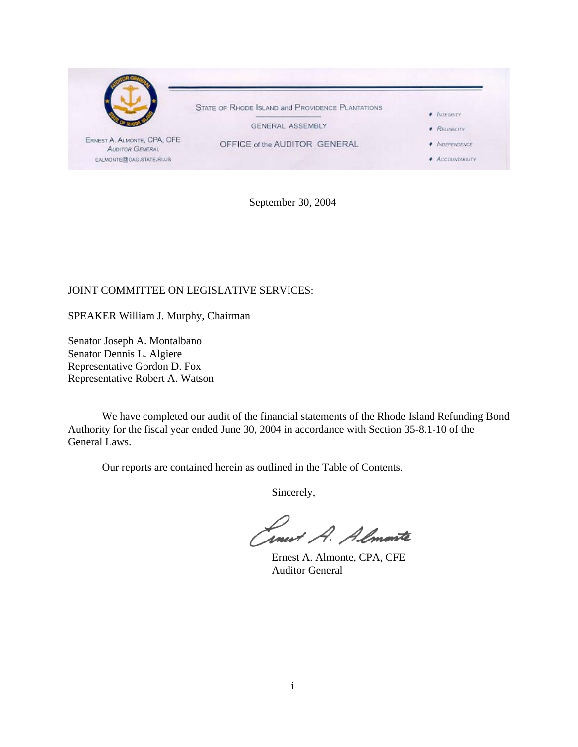ERNEST A. ALMONTE, CPA, CFE
AUDITOR GENERAL
EALMONTE@OAG.STATE.RI.US

STATE OF RHODE ISLAND and PROVIDENCE PLANTATIONS

GENERAL ASSEMBLY

OFFICE of the AUDITOR GENERAL

- INTEGRITY
- RELIABILITY
- INDEPENDENCE
- ACCOUNTABILITY

September 30, 2004

JOINT COMMITTEE ON LEGISLATIVE SERVICES:

SPEAKER William J. Murphy, Chairman

Senator Joseph A. Montalbano
Senator Dennis L. Algiere
Representative Gordon D. Fox
Representative Robert A. Watson

We have completed our audit of the financial statements of the Rhode Island Refunding Bond Authority for the fiscal year ended June 30, 2004 in accordance with Section 35-8.1-10 of the General Laws.

Our reports are contained herein as outlined in the Table of Contents.

Sincerely,

Ernest A. Almonte, CPA, CFE
Auditor General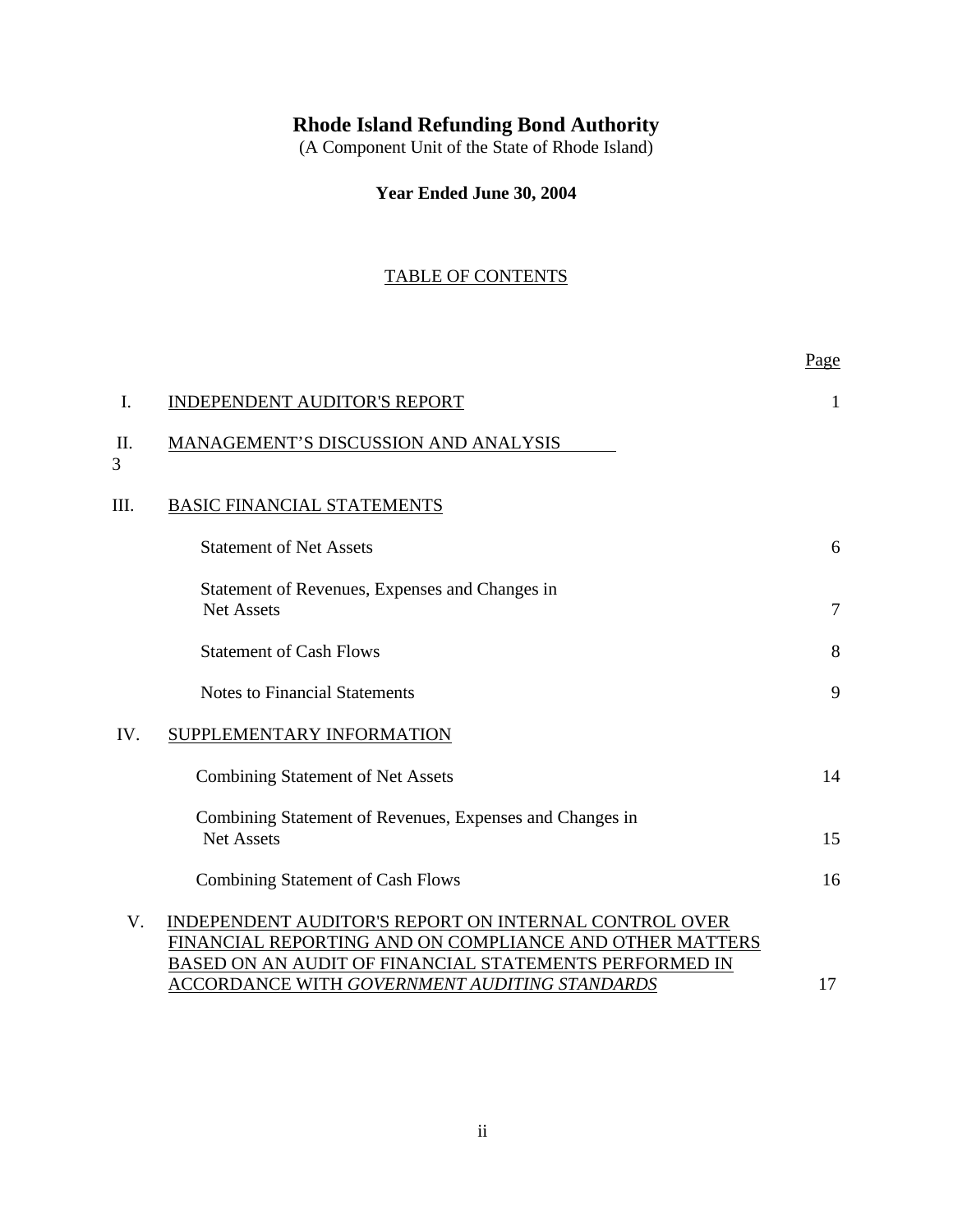# Rhode Island Refunding Bond Authority

(A Component Unit of the State of Rhode Island)

**Year Ended June 30, 2004**

TABLE OF CONTENTS

| | | Page |
|---|---|---|
| I. | INDEPENDENT AUDITOR'S REPORT | 1 |
| II. | MANAGEMENT'S DISCUSSION AND ANALYSIS | 3 |
| III. | BASIC FINANCIAL STATEMENTS | |
| | Statement of Net Assets | 6 |
| | Statement of Revenues, Expenses and Changes in Net Assets | 7 |
| | Statement of Cash Flows | 8 |
| | Notes to Financial Statements | 9 |
| IV. | SUPPLEMENTARY INFORMATION | |
| | Combining Statement of Net Assets | 14 |
| | Combining Statement of Revenues, Expenses and Changes in Net Assets | 15 |
| | Combining Statement of Cash Flows | 16 |
| V. | INDEPENDENT AUDITOR'S REPORT ON INTERNAL CONTROL OVER FINANCIAL REPORTING AND ON COMPLIANCE AND OTHER MATTERS BASED ON AN AUDIT OF FINANCIAL STATEMENTS PERFORMED IN ACCORDANCE WITH *GOVERNMENT AUDITING STANDARDS* | 17 |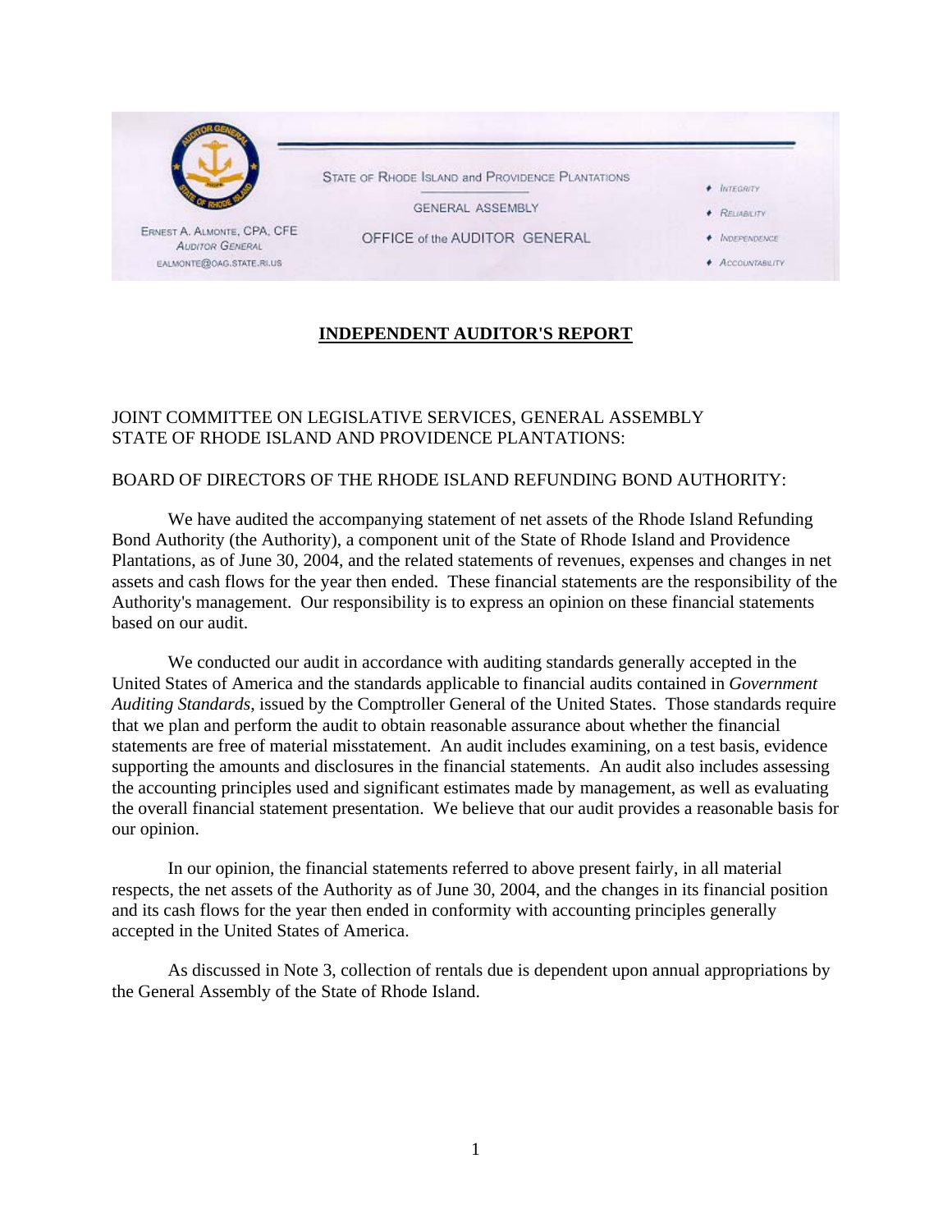STATE OF RHODE ISLAND and PROVIDENCE PLANTATIONS

GENERAL ASSEMBLY

OFFICE of the AUDITOR GENERAL

ERNEST A. ALMONTE, CPA, CFE
AUDITOR GENERAL
EALMONTE@OAG.STATE.RI.US

- INTEGRITY
- RELIABILITY
- INDEPENDENCE
- ACCOUNTABILITY

# INDEPENDENT AUDITOR'S REPORT

JOINT COMMITTEE ON LEGISLATIVE SERVICES, GENERAL ASSEMBLY
STATE OF RHODE ISLAND AND PROVIDENCE PLANTATIONS:

BOARD OF DIRECTORS OF THE RHODE ISLAND REFUNDING BOND AUTHORITY:

We have audited the accompanying statement of net assets of the Rhode Island Refunding Bond Authority (the Authority), a component unit of the State of Rhode Island and Providence Plantations, as of June 30, 2004, and the related statements of revenues, expenses and changes in net assets and cash flows for the year then ended. These financial statements are the responsibility of the Authority's management. Our responsibility is to express an opinion on these financial statements based on our audit.

We conducted our audit in accordance with auditing standards generally accepted in the United States of America and the standards applicable to financial audits contained in *Government Auditing Standards*, issued by the Comptroller General of the United States. Those standards require that we plan and perform the audit to obtain reasonable assurance about whether the financial statements are free of material misstatement. An audit includes examining, on a test basis, evidence supporting the amounts and disclosures in the financial statements. An audit also includes assessing the accounting principles used and significant estimates made by management, as well as evaluating the overall financial statement presentation. We believe that our audit provides a reasonable basis for our opinion.

In our opinion, the financial statements referred to above present fairly, in all material respects, the net assets of the Authority as of June 30, 2004, and the changes in its financial position and its cash flows for the year then ended in conformity with accounting principles generally accepted in the United States of America.

As discussed in Note 3, collection of rentals due is dependent upon annual appropriations by the General Assembly of the State of Rhode Island.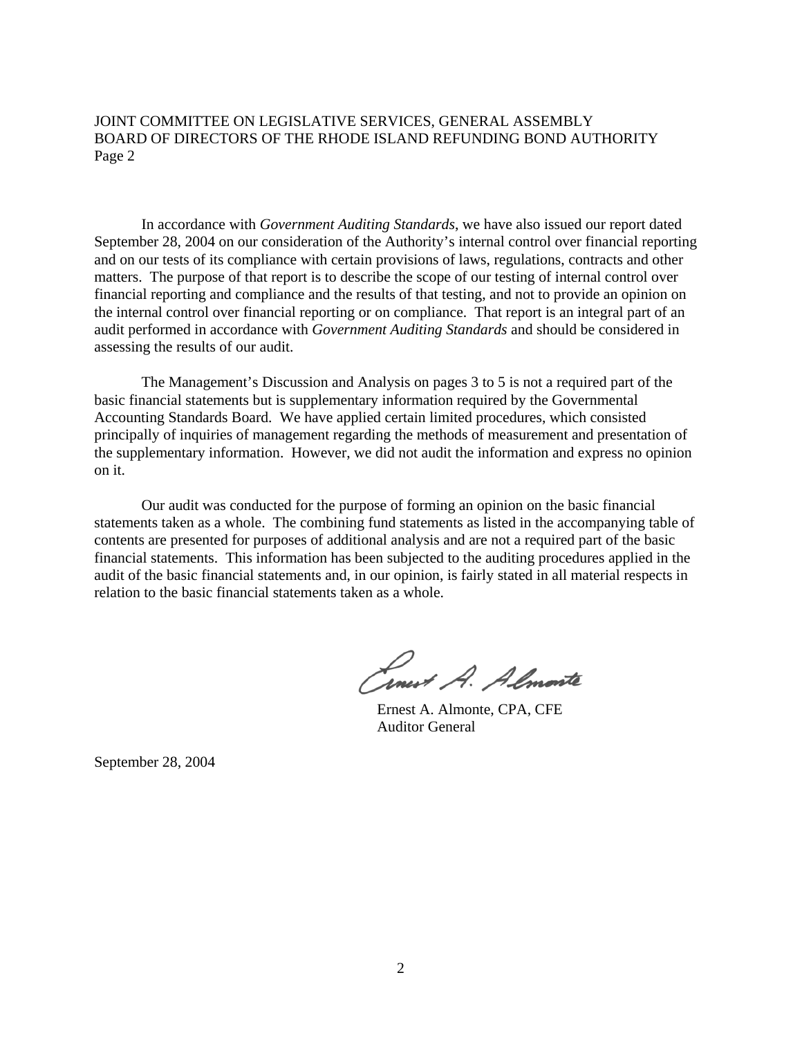JOINT COMMITTEE ON LEGISLATIVE SERVICES, GENERAL ASSEMBLY
BOARD OF DIRECTORS OF THE RHODE ISLAND REFUNDING BOND AUTHORITY
Page 2

In accordance with *Government Auditing Standards*, we have also issued our report dated September 28, 2004 on our consideration of the Authority's internal control over financial reporting and on our tests of its compliance with certain provisions of laws, regulations, contracts and other matters. The purpose of that report is to describe the scope of our testing of internal control over financial reporting and compliance and the results of that testing, and not to provide an opinion on the internal control over financial reporting or on compliance. That report is an integral part of an audit performed in accordance with *Government Auditing Standards* and should be considered in assessing the results of our audit.

The Management's Discussion and Analysis on pages 3 to 5 is not a required part of the basic financial statements but is supplementary information required by the Governmental Accounting Standards Board. We have applied certain limited procedures, which consisted principally of inquiries of management regarding the methods of measurement and presentation of the supplementary information. However, we did not audit the information and express no opinion on it.

Our audit was conducted for the purpose of forming an opinion on the basic financial statements taken as a whole. The combining fund statements as listed in the accompanying table of contents are presented for purposes of additional analysis and are not a required part of the basic financial statements. This information has been subjected to the auditing procedures applied in the audit of the basic financial statements and, in our opinion, is fairly stated in all material respects in relation to the basic financial statements taken as a whole.

Ernest A. Almonte, CPA, CFE
Auditor General

September 28, 2004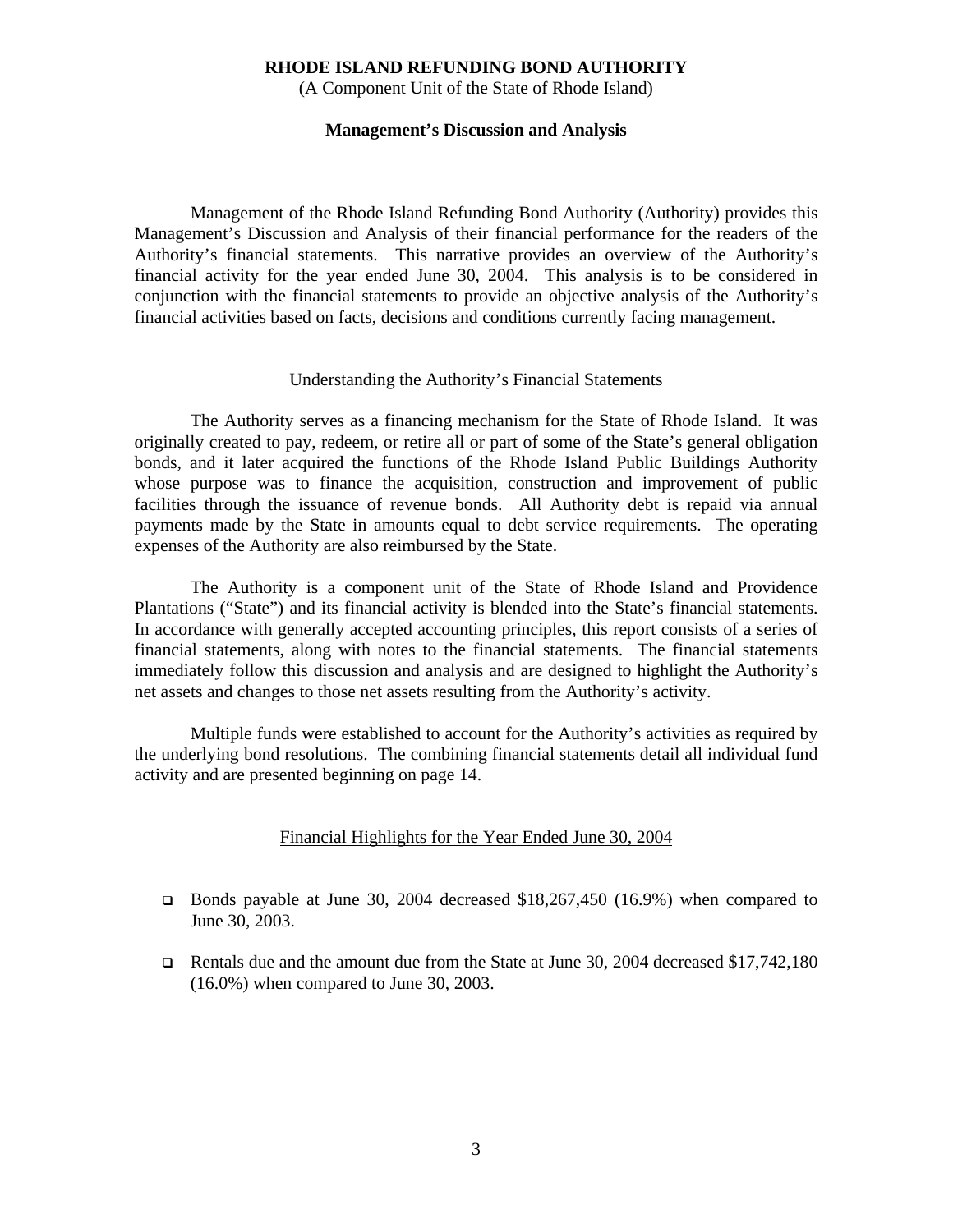# RHODE ISLAND REFUNDING BOND AUTHORITY

(A Component Unit of the State of Rhode Island)

## Management's Discussion and Analysis

Management of the Rhode Island Refunding Bond Authority (Authority) provides this Management's Discussion and Analysis of their financial performance for the readers of the Authority's financial statements. This narrative provides an overview of the Authority's financial activity for the year ended June 30, 2004. This analysis is to be considered in conjunction with the financial statements to provide an objective analysis of the Authority's financial activities based on facts, decisions and conditions currently facing management.

### Understanding the Authority's Financial Statements

The Authority serves as a financing mechanism for the State of Rhode Island. It was originally created to pay, redeem, or retire all or part of some of the State's general obligation bonds, and it later acquired the functions of the Rhode Island Public Buildings Authority whose purpose was to finance the acquisition, construction and improvement of public facilities through the issuance of revenue bonds. All Authority debt is repaid via annual payments made by the State in amounts equal to debt service requirements. The operating expenses of the Authority are also reimbursed by the State.

The Authority is a component unit of the State of Rhode Island and Providence Plantations ("State") and its financial activity is blended into the State's financial statements. In accordance with generally accepted accounting principles, this report consists of a series of financial statements, along with notes to the financial statements. The financial statements immediately follow this discussion and analysis and are designed to highlight the Authority's net assets and changes to those net assets resulting from the Authority's activity.

Multiple funds were established to account for the Authority's activities as required by the underlying bond resolutions. The combining financial statements detail all individual fund activity and are presented beginning on page 14.

### Financial Highlights for the Year Ended June 30, 2004

- Bonds payable at June 30, 2004 decreased $18,267,450 (16.9%) when compared to June 30, 2003.
- Rentals due and the amount due from the State at June 30, 2004 decreased $17,742,180 (16.0%) when compared to June 30, 2003.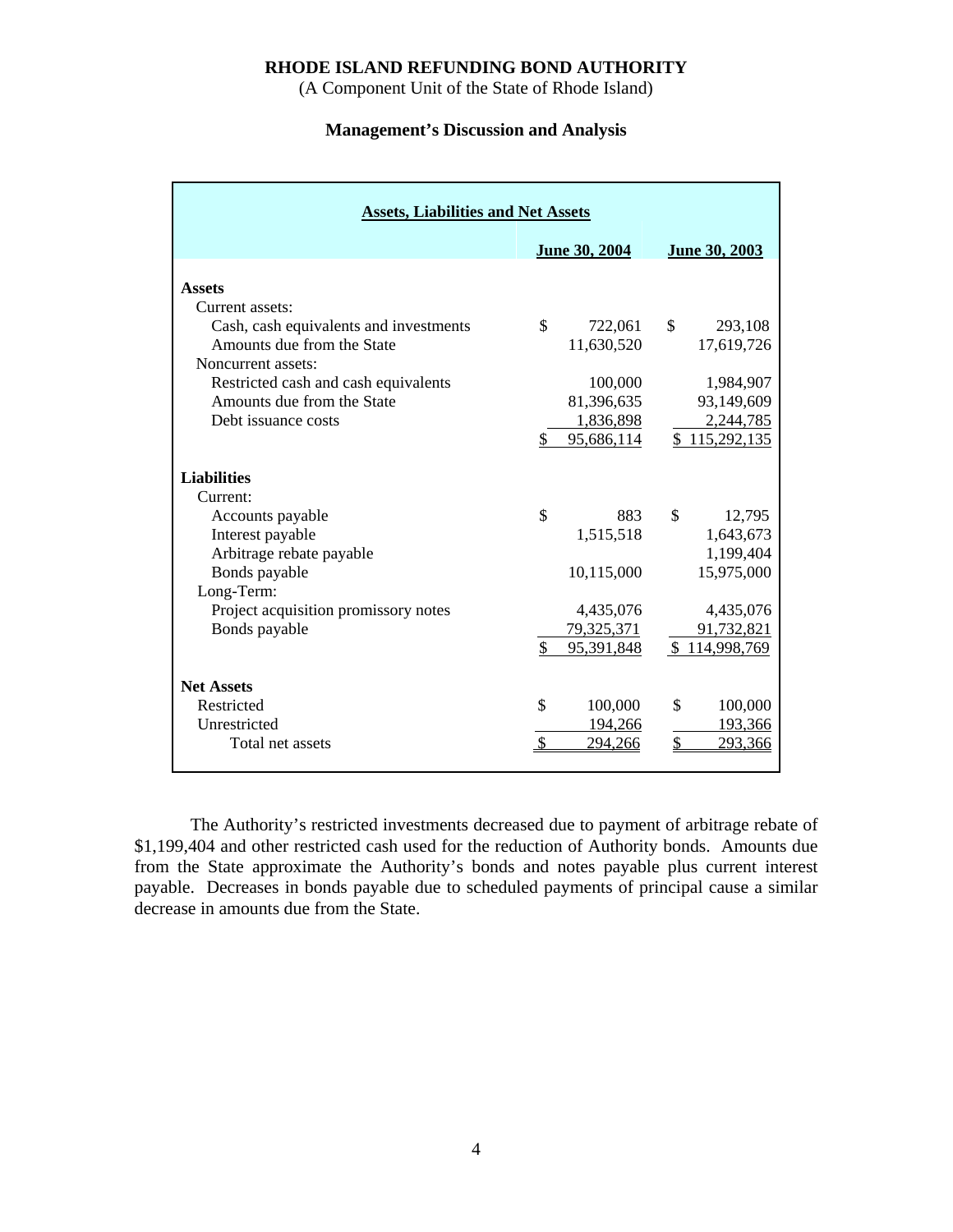**RHODE ISLAND REFUNDING BOND AUTHORITY**

(A Component Unit of the State of Rhode Island)

**Management's Discussion and Analysis**

| Assets, Liabilities and Net Assets | June 30, 2004 | June 30, 2003 |
|---|---|---|
| **Assets** | | |
| Current assets: | | |
| Cash, cash equivalents and investments | $ 722,061 | $ 293,108 |
| Amounts due from the State | 11,630,520 | 17,619,726 |
| Noncurrent assets: | | |
| Restricted cash and cash equivalents | 100,000 | 1,984,907 |
| Amounts due from the State | 81,396,635 | 93,149,609 |
| Debt issuance costs | 1,836,898 | 2,244,785 |
| | $ 95,686,114 | $ 115,292,135 |
| **Liabilities** | | |
| Current: | | |
| Accounts payable | $ 883 | $ 12,795 |
| Interest payable | 1,515,518 | 1,643,673 |
| Arbitrage rebate payable | | 1,199,404 |
| Bonds payable | 10,115,000 | 15,975,000 |
| Long-Term: | | |
| Project acquisition promissory notes | 4,435,076 | 4,435,076 |
| Bonds payable | 79,325,371 | 91,732,821 |
| | $ 95,391,848 | $ 114,998,769 |
| **Net Assets** | | |
| Restricted | $ 100,000 | $ 100,000 |
| Unrestricted | 194,266 | 193,366 |
| Total net assets | $ 294,266 | $ 293,366 |

The Authority's restricted investments decreased due to payment of arbitrage rebate of $1,199,404 and other restricted cash used for the reduction of Authority bonds. Amounts due from the State approximate the Authority's bonds and notes payable plus current interest payable. Decreases in bonds payable due to scheduled payments of principal cause a similar decrease in amounts due from the State.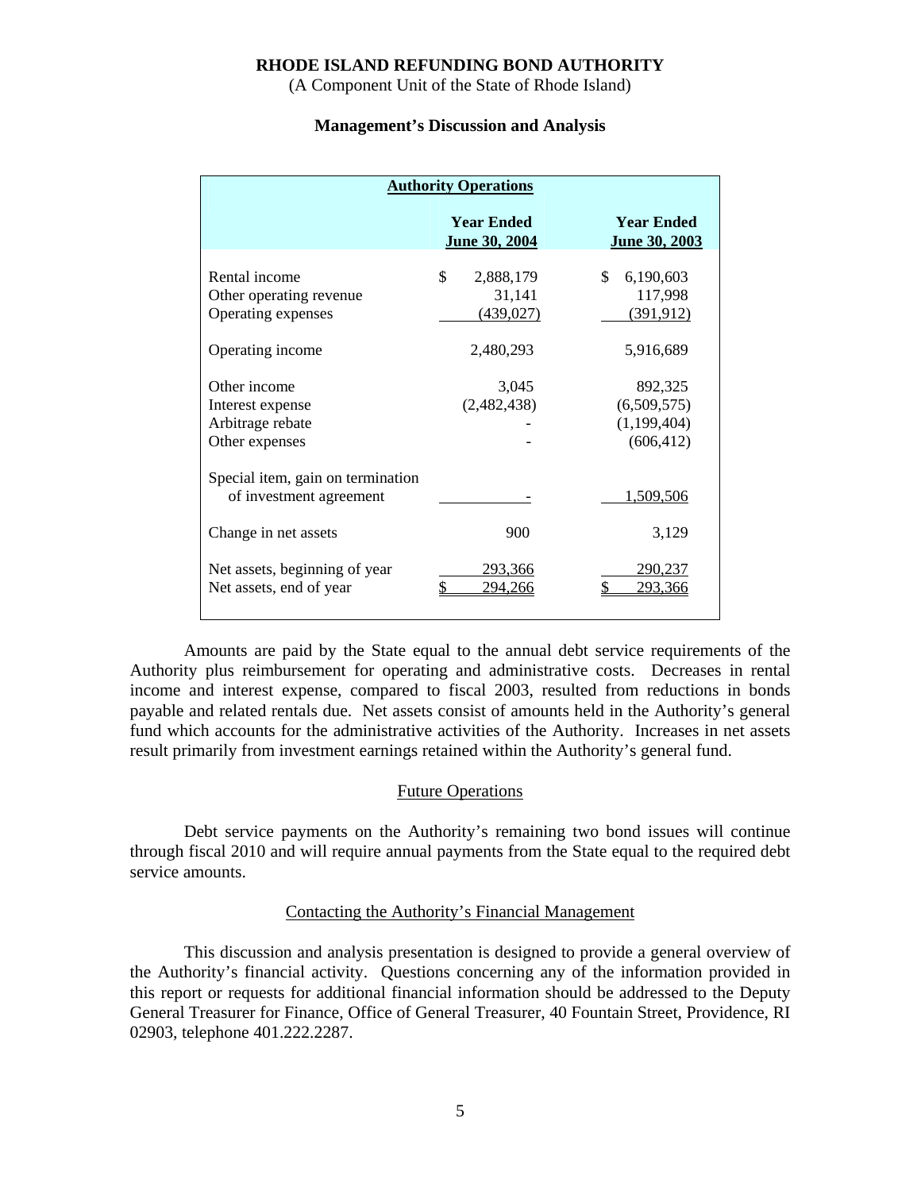# RHODE ISLAND REFUNDING BOND AUTHORITY

(A Component Unit of the State of Rhode Island)

## Management's Discussion and Analysis

| Authority Operations | Year Ended June 30, 2004 | Year Ended June 30, 2003 |
|---|---|---|
| Rental income | $ 2,888,179 | $ 6,190,603 |
| Other operating revenue | 31,141 | 117,998 |
| Operating expenses | (439,027) | (391,912) |
| Operating income | 2,480,293 | 5,916,689 |
| Other income | 3,045 | 892,325 |
| Interest expense | (2,482,438) | (6,509,575) |
| Arbitrage rebate | - | (1,199,404) |
| Other expenses | - | (606,412) |
| Special item, gain on termination of investment agreement | - | 1,509,506 |
| Change in net assets | 900 | 3,129 |
| Net assets, beginning of year | 293,366 | 290,237 |
| Net assets, end of year | $ 294,266 | $ 293,366 |

Amounts are paid by the State equal to the annual debt service requirements of the Authority plus reimbursement for operating and administrative costs. Decreases in rental income and interest expense, compared to fiscal 2003, resulted from reductions in bonds payable and related rentals due. Net assets consist of amounts held in the Authority's general fund which accounts for the administrative activities of the Authority. Increases in net assets result primarily from investment earnings retained within the Authority's general fund.

### Future Operations

Debt service payments on the Authority's remaining two bond issues will continue through fiscal 2010 and will require annual payments from the State equal to the required debt service amounts.

### Contacting the Authority's Financial Management

This discussion and analysis presentation is designed to provide a general overview of the Authority's financial activity. Questions concerning any of the information provided in this report or requests for additional financial information should be addressed to the Deputy General Treasurer for Finance, Office of General Treasurer, 40 Fountain Street, Providence, RI 02903, telephone 401.222.2287.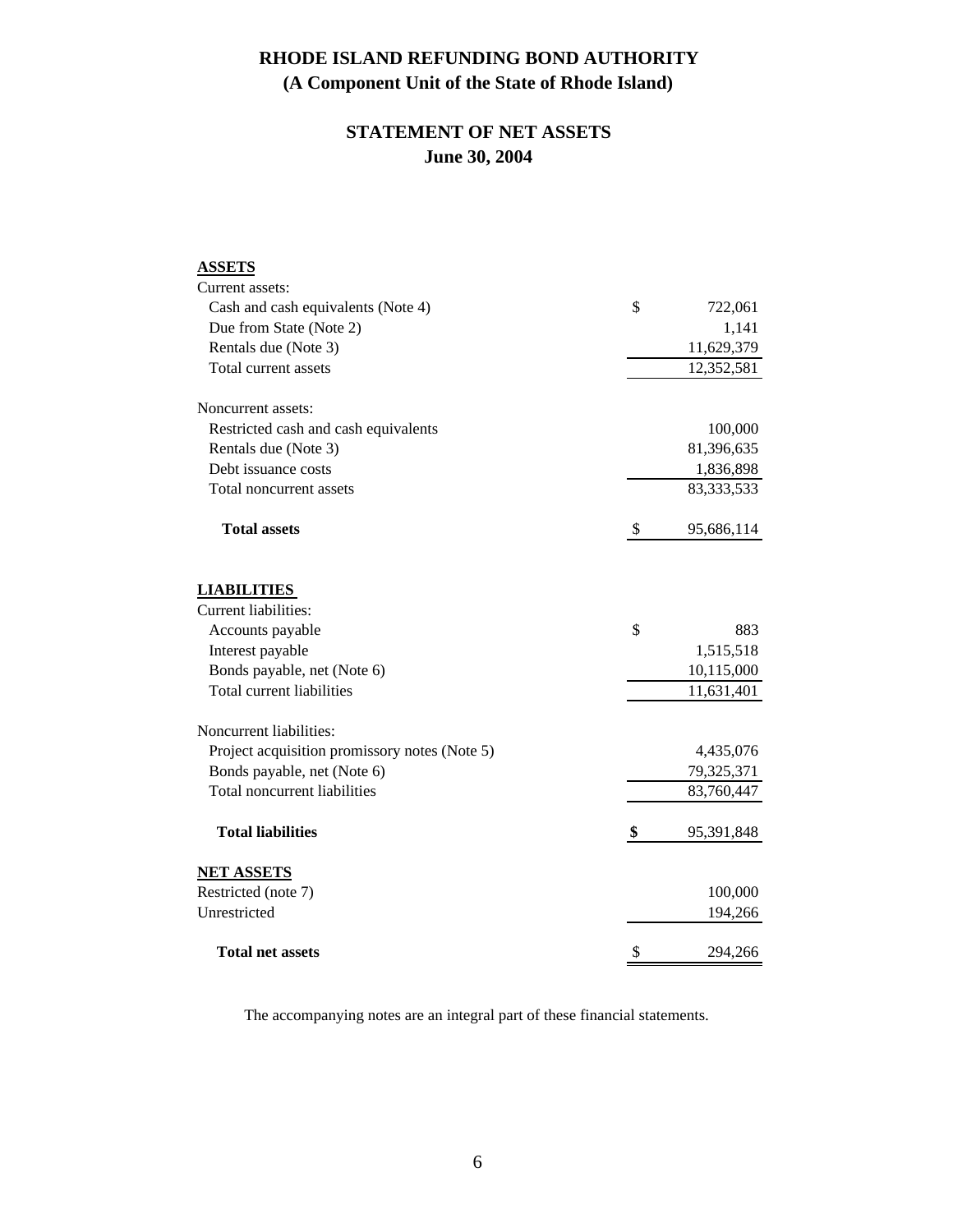# RHODE ISLAND REFUNDING BOND AUTHORITY
## (A Component Unit of the State of Rhode Island)

## STATEMENT OF NET ASSETS
### June 30, 2004

| | | |
|---|---|---|
| **ASSETS** | | |
| Current assets: | | |
| Cash and cash equivalents (Note 4) | $ | 722,061 |
| Due from State (Note 2) | | 1,141 |
| Rentals due (Note 3) | | 11,629,379 |
| Total current assets | | 12,352,581 |
| | | |
| Noncurrent assets: | | |
| Restricted cash and cash equivalents | | 100,000 |
| Rentals due (Note 3) | | 81,396,635 |
| Debt issuance costs | | 1,836,898 |
| Total noncurrent assets | | 83,333,533 |
| | | |
| **Total assets** | $ | 95,686,114 |
| | | |
| **LIABILITIES** | | |
| Current liabilities: | | |
| Accounts payable | $ | 883 |
| Interest payable | | 1,515,518 |
| Bonds payable, net (Note 6) | | 10,115,000 |
| Total current liabilities | | 11,631,401 |
| | | |
| Noncurrent liabilities: | | |
| Project acquisition promissory notes (Note 5) | | 4,435,076 |
| Bonds payable, net (Note 6) | | 79,325,371 |
| Total noncurrent liabilities | | 83,760,447 |
| | | |
| **Total liabilities** | **$** | 95,391,848 |
| | | |
| **NET ASSETS** | | |
| Restricted (note 7) | | 100,000 |
| Unrestricted | | 194,266 |
| | | |
| **Total net assets** | $ | 294,266 |

The accompanying notes are an integral part of these financial statements.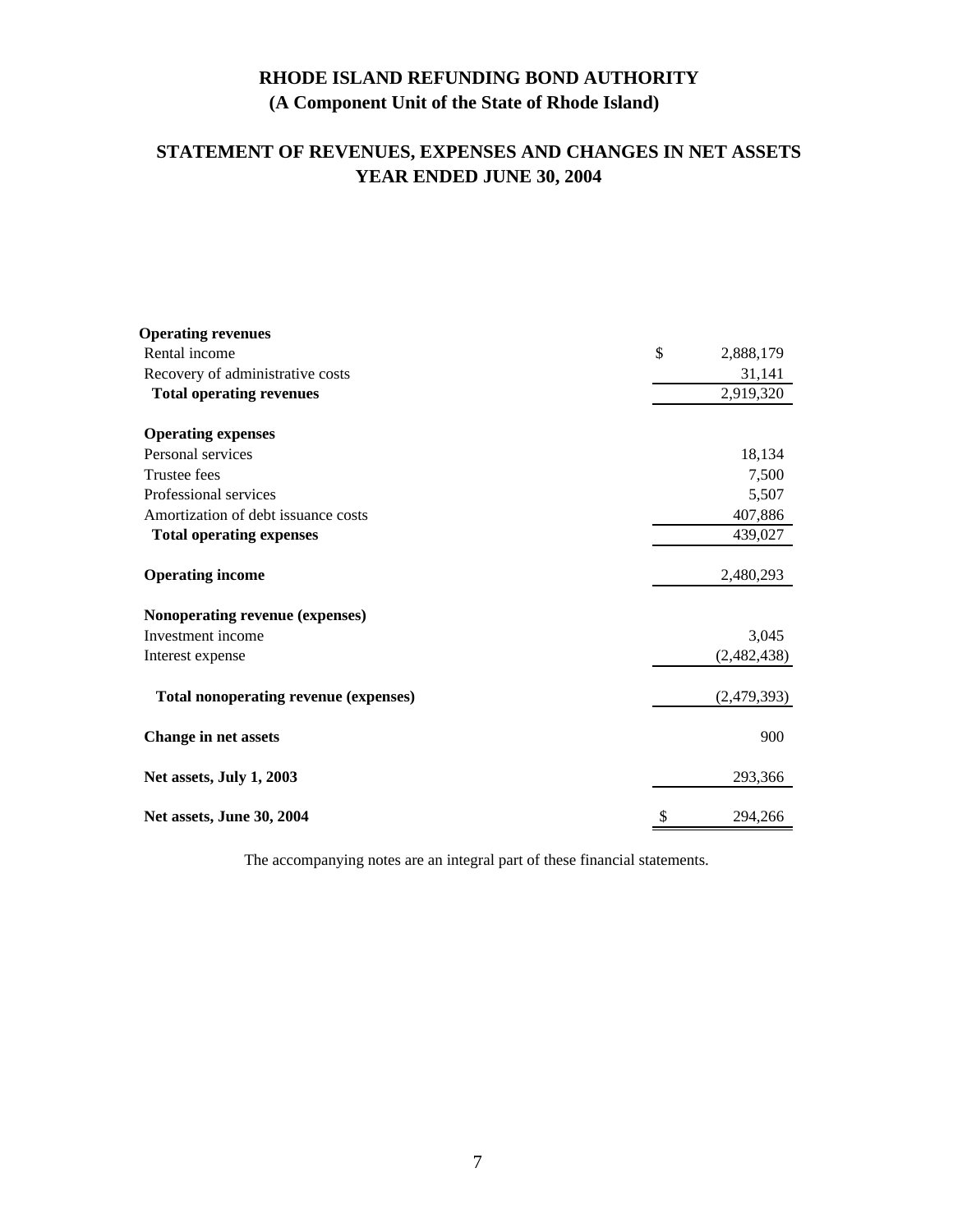# RHODE ISLAND REFUNDING BOND AUTHORITY
## (A Component Unit of the State of Rhode Island)

## STATEMENT OF REVENUES, EXPENSES AND CHANGES IN NET ASSETS
## YEAR ENDED JUNE 30, 2004

| | |
|---|---|
| **Operating revenues** | |
| Rental income | $ 2,888,179 |
| Recovery of administrative costs | 31,141 |
| **Total operating revenues** | 2,919,320 |
| **Operating expenses** | |
| Personal services | 18,134 |
| Trustee fees | 7,500 |
| Professional services | 5,507 |
| Amortization of debt issuance costs | 407,886 |
| **Total operating expenses** | 439,027 |
| **Operating income** | 2,480,293 |
| **Nonoperating revenue (expenses)** | |
| Investment income | 3,045 |
| Interest expense | (2,482,438) |
| **Total nonoperating revenue (expenses)** | (2,479,393) |
| **Change in net assets** | 900 |
| **Net assets, July 1, 2003** | 293,366 |
| **Net assets, June 30, 2004** | $ 294,266 |

The accompanying notes are an integral part of these financial statements.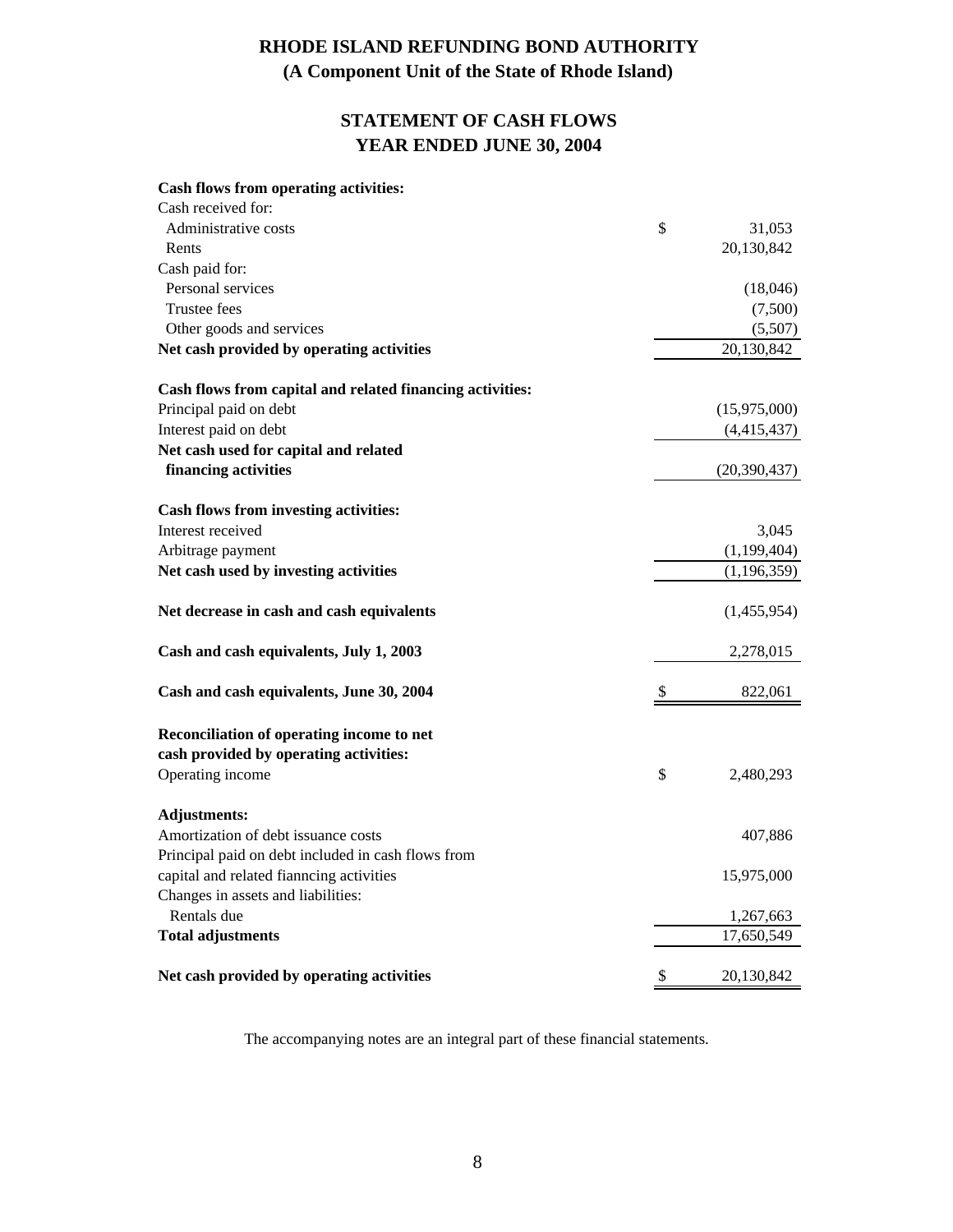# RHODE ISLAND REFUNDING BOND AUTHORITY
## (A Component Unit of the State of Rhode Island)

## STATEMENT OF CASH FLOWS
## YEAR ENDED JUNE 30, 2004

| | | |
|---|---|---|
| **Cash flows from operating activities:** | | |
| Cash received for: | | |
| Administrative costs | $ | 31,053 |
| Rents | | 20,130,842 |
| Cash paid for: | | |
| Personal services | | (18,046) |
| Trustee fees | | (7,500) |
| Other goods and services | | (5,507) |
| **Net cash provided by operating activities** | | 20,130,842 |
| | | |
| **Cash flows from capital and related financing activities:** | | |
| Principal paid on debt | | (15,975,000) |
| Interest paid on debt | | (4,415,437) |
| **Net cash used for capital and related financing activities** | | (20,390,437) |
| | | |
| **Cash flows from investing activities:** | | |
| Interest received | | 3,045 |
| Arbitrage payment | | (1,199,404) |
| **Net cash used by investing activities** | | (1,196,359) |
| | | |
| **Net decrease in cash and cash equivalents** | | (1,455,954) |
| | | |
| **Cash and cash equivalents, July 1, 2003** | | 2,278,015 |
| | | |
| **Cash and cash equivalents, June 30, 2004** | $ | 822,061 |
| | | |
| **Reconciliation of operating income to net cash provided by operating activities:** | | |
| Operating income | $ | 2,480,293 |
| | | |
| **Adjustments:** | | |
| Amortization of debt issuance costs | | 407,886 |
| Principal paid on debt included in cash flows from capital and related fianncing activities | | 15,975,000 |
| Changes in assets and liabilities: | | |
| Rentals due | | 1,267,663 |
| **Total adjustments** | | 17,650,549 |
| | | |
| **Net cash provided by operating activities** | $ | 20,130,842 |

The accompanying notes are an integral part of these financial statements.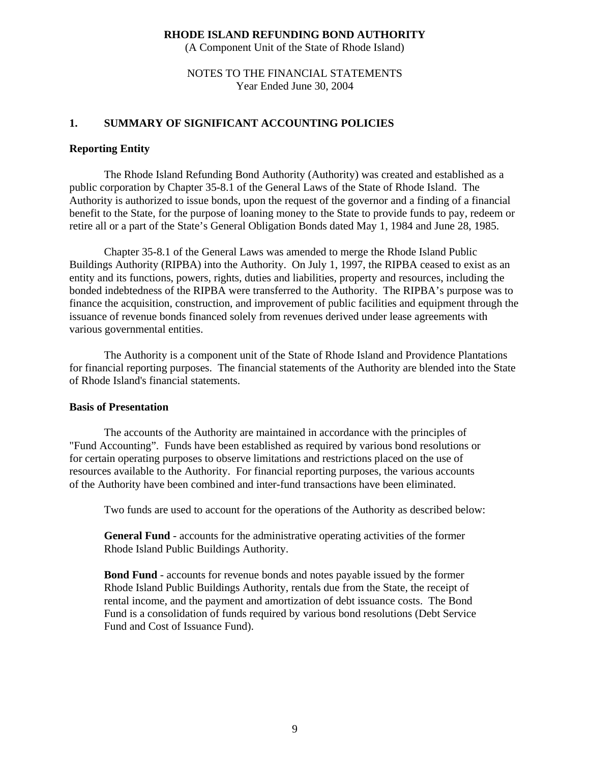**RHODE ISLAND REFUNDING BOND AUTHORITY**
(A Component Unit of the State of Rhode Island)

NOTES TO THE FINANCIAL STATEMENTS
Year Ended June 30, 2004

## 1. SUMMARY OF SIGNIFICANT ACCOUNTING POLICIES

### Reporting Entity

The Rhode Island Refunding Bond Authority (Authority) was created and established as a public corporation by Chapter 35-8.1 of the General Laws of the State of Rhode Island. The Authority is authorized to issue bonds, upon the request of the governor and a finding of a financial benefit to the State, for the purpose of loaning money to the State to provide funds to pay, redeem or retire all or a part of the State's General Obligation Bonds dated May 1, 1984 and June 28, 1985.

Chapter 35-8.1 of the General Laws was amended to merge the Rhode Island Public Buildings Authority (RIPBA) into the Authority. On July 1, 1997, the RIPBA ceased to exist as an entity and its functions, powers, rights, duties and liabilities, property and resources, including the bonded indebtedness of the RIPBA were transferred to the Authority. The RIPBA's purpose was to finance the acquisition, construction, and improvement of public facilities and equipment through the issuance of revenue bonds financed solely from revenues derived under lease agreements with various governmental entities.

The Authority is a component unit of the State of Rhode Island and Providence Plantations for financial reporting purposes. The financial statements of the Authority are blended into the State of Rhode Island's financial statements.

### Basis of Presentation

The accounts of the Authority are maintained in accordance with the principles of "Fund Accounting". Funds have been established as required by various bond resolutions or for certain operating purposes to observe limitations and restrictions placed on the use of resources available to the Authority. For financial reporting purposes, the various accounts of the Authority have been combined and inter-fund transactions have been eliminated.

Two funds are used to account for the operations of the Authority as described below:

**General Fund** - accounts for the administrative operating activities of the former Rhode Island Public Buildings Authority.

**Bond Fund** - accounts for revenue bonds and notes payable issued by the former Rhode Island Public Buildings Authority, rentals due from the State, the receipt of rental income, and the payment and amortization of debt issuance costs. The Bond Fund is a consolidation of funds required by various bond resolutions (Debt Service Fund and Cost of Issuance Fund).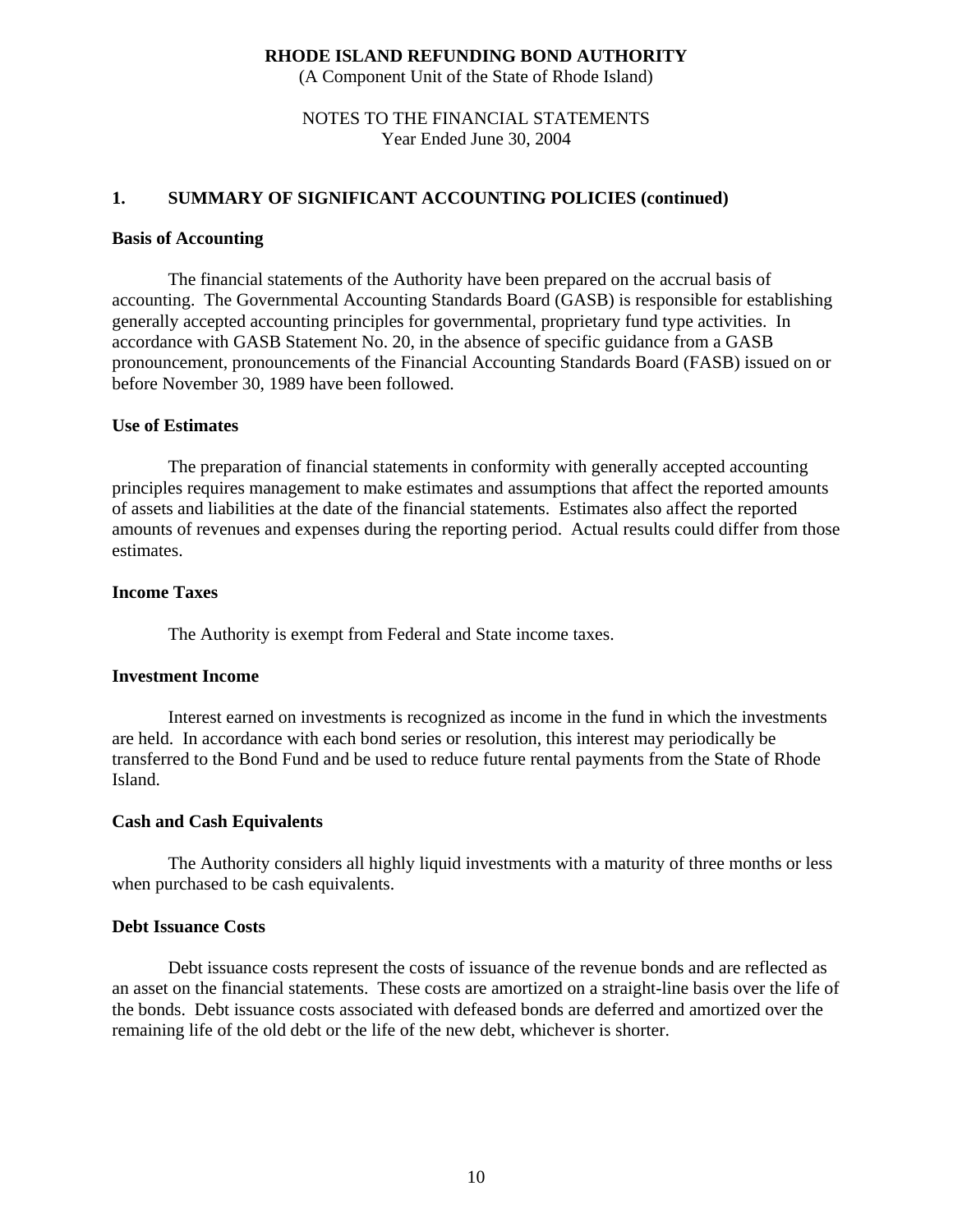**RHODE ISLAND REFUNDING BOND AUTHORITY**
(A Component Unit of the State of Rhode Island)

NOTES TO THE FINANCIAL STATEMENTS
Year Ended June 30, 2004

## 1. SUMMARY OF SIGNIFICANT ACCOUNTING POLICIES (continued)

### Basis of Accounting

The financial statements of the Authority have been prepared on the accrual basis of accounting. The Governmental Accounting Standards Board (GASB) is responsible for establishing generally accepted accounting principles for governmental, proprietary fund type activities. In accordance with GASB Statement No. 20, in the absence of specific guidance from a GASB pronouncement, pronouncements of the Financial Accounting Standards Board (FASB) issued on or before November 30, 1989 have been followed.

### Use of Estimates

The preparation of financial statements in conformity with generally accepted accounting principles requires management to make estimates and assumptions that affect the reported amounts of assets and liabilities at the date of the financial statements. Estimates also affect the reported amounts of revenues and expenses during the reporting period. Actual results could differ from those estimates.

### Income Taxes

The Authority is exempt from Federal and State income taxes.

### Investment Income

Interest earned on investments is recognized as income in the fund in which the investments are held. In accordance with each bond series or resolution, this interest may periodically be transferred to the Bond Fund and be used to reduce future rental payments from the State of Rhode Island.

### Cash and Cash Equivalents

The Authority considers all highly liquid investments with a maturity of three months or less when purchased to be cash equivalents.

### Debt Issuance Costs

Debt issuance costs represent the costs of issuance of the revenue bonds and are reflected as an asset on the financial statements. These costs are amortized on a straight-line basis over the life of the bonds. Debt issuance costs associated with defeased bonds are deferred and amortized over the remaining life of the old debt or the life of the new debt, whichever is shorter.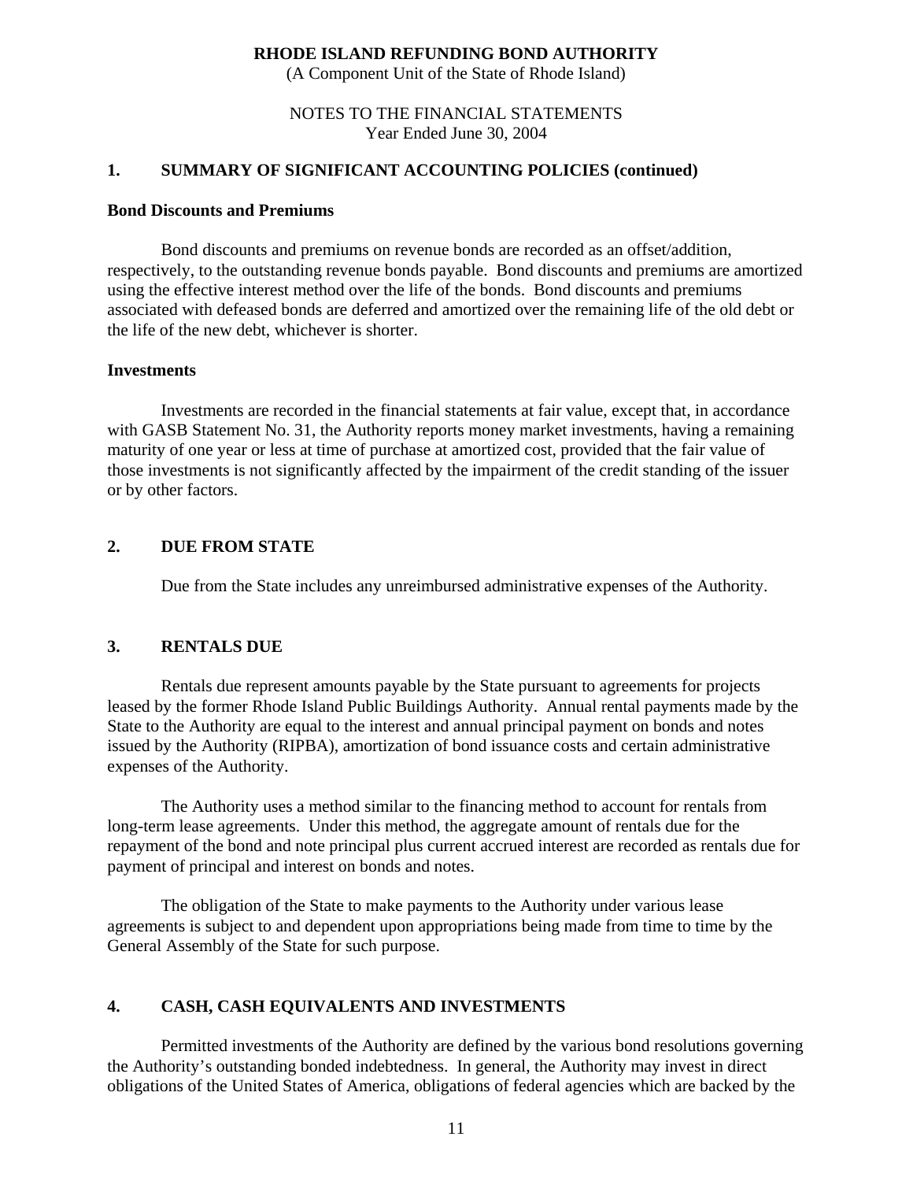## 1. SUMMARY OF SIGNIFICANT ACCOUNTING POLICIES (continued)

### Bond Discounts and Premiums

Bond discounts and premiums on revenue bonds are recorded as an offset/addition, respectively, to the outstanding revenue bonds payable. Bond discounts and premiums are amortized using the effective interest method over the life of the bonds. Bond discounts and premiums associated with defeased bonds are deferred and amortized over the remaining life of the old debt or the life of the new debt, whichever is shorter.

### Investments

Investments are recorded in the financial statements at fair value, except that, in accordance with GASB Statement No. 31, the Authority reports money market investments, having a remaining maturity of one year or less at time of purchase at amortized cost, provided that the fair value of those investments is not significantly affected by the impairment of the credit standing of the issuer or by other factors.

## 2. DUE FROM STATE

Due from the State includes any unreimbursed administrative expenses of the Authority.

## 3. RENTALS DUE

Rentals due represent amounts payable by the State pursuant to agreements for projects leased by the former Rhode Island Public Buildings Authority. Annual rental payments made by the State to the Authority are equal to the interest and annual principal payment on bonds and notes issued by the Authority (RIPBA), amortization of bond issuance costs and certain administrative expenses of the Authority.

The Authority uses a method similar to the financing method to account for rentals from long-term lease agreements. Under this method, the aggregate amount of rentals due for the repayment of the bond and note principal plus current accrued interest are recorded as rentals due for payment of principal and interest on bonds and notes.

The obligation of the State to make payments to the Authority under various lease agreements is subject to and dependent upon appropriations being made from time to time by the General Assembly of the State for such purpose.

## 4. CASH, CASH EQUIVALENTS AND INVESTMENTS

Permitted investments of the Authority are defined by the various bond resolutions governing the Authority's outstanding bonded indebtedness. In general, the Authority may invest in direct obligations of the United States of America, obligations of federal agencies which are backed by the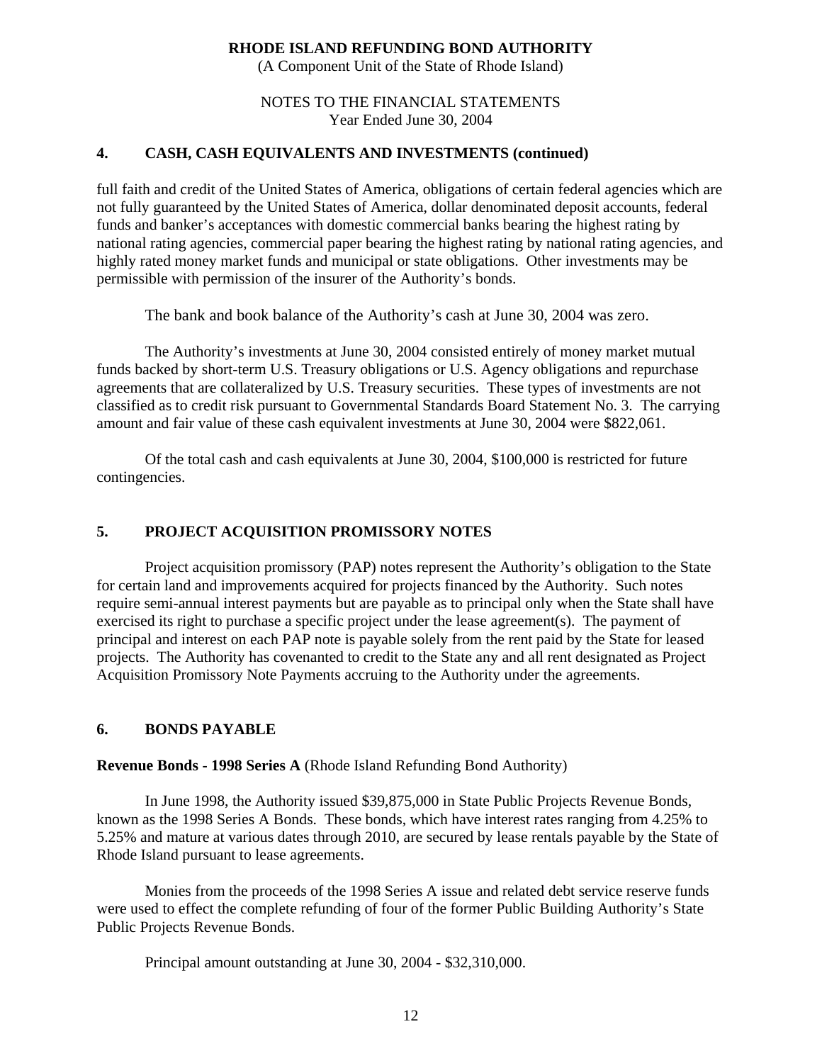## 4. CASH, CASH EQUIVALENTS AND INVESTMENTS (continued)

full faith and credit of the United States of America, obligations of certain federal agencies which are not fully guaranteed by the United States of America, dollar denominated deposit accounts, federal funds and banker's acceptances with domestic commercial banks bearing the highest rating by national rating agencies, commercial paper bearing the highest rating by national rating agencies, and highly rated money market funds and municipal or state obligations. Other investments may be permissible with permission of the insurer of the Authority's bonds.

The bank and book balance of the Authority's cash at June 30, 2004 was zero.

The Authority's investments at June 30, 2004 consisted entirely of money market mutual funds backed by short-term U.S. Treasury obligations or U.S. Agency obligations and repurchase agreements that are collateralized by U.S. Treasury securities. These types of investments are not classified as to credit risk pursuant to Governmental Standards Board Statement No. 3. The carrying amount and fair value of these cash equivalent investments at June 30, 2004 were $822,061.

Of the total cash and cash equivalents at June 30, 2004, $100,000 is restricted for future contingencies.

## 5. PROJECT ACQUISITION PROMISSORY NOTES

Project acquisition promissory (PAP) notes represent the Authority's obligation to the State for certain land and improvements acquired for projects financed by the Authority. Such notes require semi-annual interest payments but are payable as to principal only when the State shall have exercised its right to purchase a specific project under the lease agreement(s). The payment of principal and interest on each PAP note is payable solely from the rent paid by the State for leased projects. The Authority has covenanted to credit to the State any and all rent designated as Project Acquisition Promissory Note Payments accruing to the Authority under the agreements.

## 6. BONDS PAYABLE

**Revenue Bonds - 1998 Series A** (Rhode Island Refunding Bond Authority)

In June 1998, the Authority issued $39,875,000 in State Public Projects Revenue Bonds, known as the 1998 Series A Bonds. These bonds, which have interest rates ranging from 4.25% to 5.25% and mature at various dates through 2010, are secured by lease rentals payable by the State of Rhode Island pursuant to lease agreements.

Monies from the proceeds of the 1998 Series A issue and related debt service reserve funds were used to effect the complete refunding of four of the former Public Building Authority's State Public Projects Revenue Bonds.

Principal amount outstanding at June 30, 2004 - $32,310,000.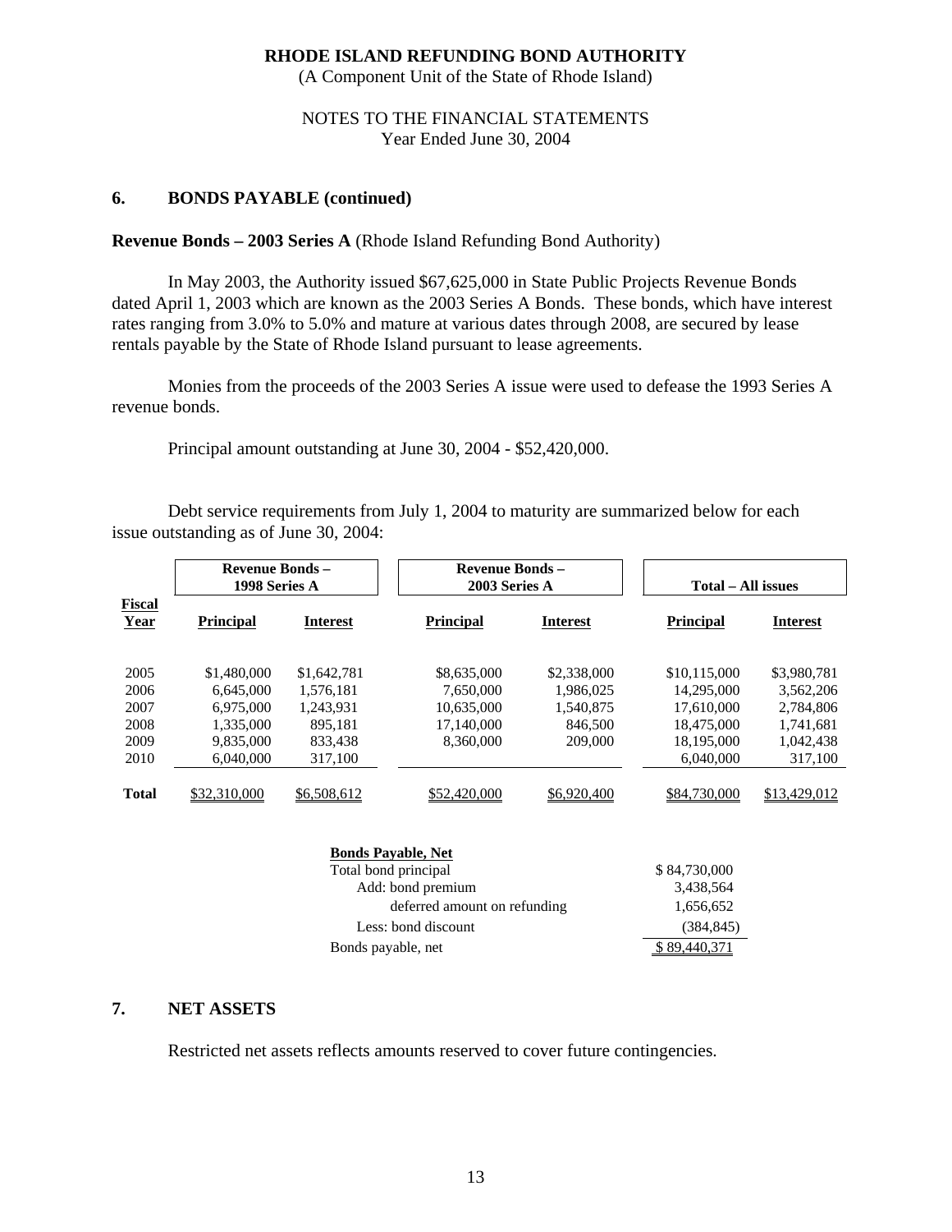**RHODE ISLAND REFUNDING BOND AUTHORITY**
(A Component Unit of the State of Rhode Island)

NOTES TO THE FINANCIAL STATEMENTS
Year Ended June 30, 2004

## 6. BONDS PAYABLE (continued)

**Revenue Bonds – 2003 Series A** (Rhode Island Refunding Bond Authority)

In May 2003, the Authority issued $67,625,000 in State Public Projects Revenue Bonds dated April 1, 2003 which are known as the 2003 Series A Bonds. These bonds, which have interest rates ranging from 3.0% to 5.0% and mature at various dates through 2008, are secured by lease rentals payable by the State of Rhode Island pursuant to lease agreements.

Monies from the proceeds of the 2003 Series A issue were used to defease the 1993 Series A revenue bonds.

Principal amount outstanding at June 30, 2004 - $52,420,000.

Debt service requirements from July 1, 2004 to maturity are summarized below for each issue outstanding as of June 30, 2004:

| | Revenue Bonds – 1998 Series A | | Revenue Bonds – 2003 Series A | | Total – All issues | |
|---|---|---|---|---|---|---|
| **Fiscal Year** | **Principal** | **Interest** | **Principal** | **Interest** | **Principal** | **Interest** |
| 2005 | $1,480,000 | $1,642,781 | $8,635,000 | $2,338,000 | $10,115,000 | $3,980,781 |
| 2006 | 6,645,000 | 1,576,181 | 7,650,000 | 1,986,025 | 14,295,000 | 3,562,206 |
| 2007 | 6,975,000 | 1,243,931 | 10,635,000 | 1,540,875 | 17,610,000 | 2,784,806 |
| 2008 | 1,335,000 | 895,181 | 17,140,000 | 846,500 | 18,475,000 | 1,741,681 |
| 2009 | 9,835,000 | 833,438 | 8,360,000 | 209,000 | 18,195,000 | 1,042,438 |
| 2010 | 6,040,000 | 317,100 | | | 6,040,000 | 317,100 |
| **Total** | $32,310,000 | $6,508,612 | $52,420,000 | $6,920,400 | $84,730,000 | $13,429,012 |

| **Bonds Payable, Net** | |
|---|---|
| Total bond principal | $ 84,730,000 |
| Add: bond premium | 3,438,564 |
| deferred amount on refunding | 1,656,652 |
| Less: bond discount | (384,845) |
| Bonds payable, net | $ 89,440,371 |

## 7. NET ASSETS

Restricted net assets reflects amounts reserved to cover future contingencies.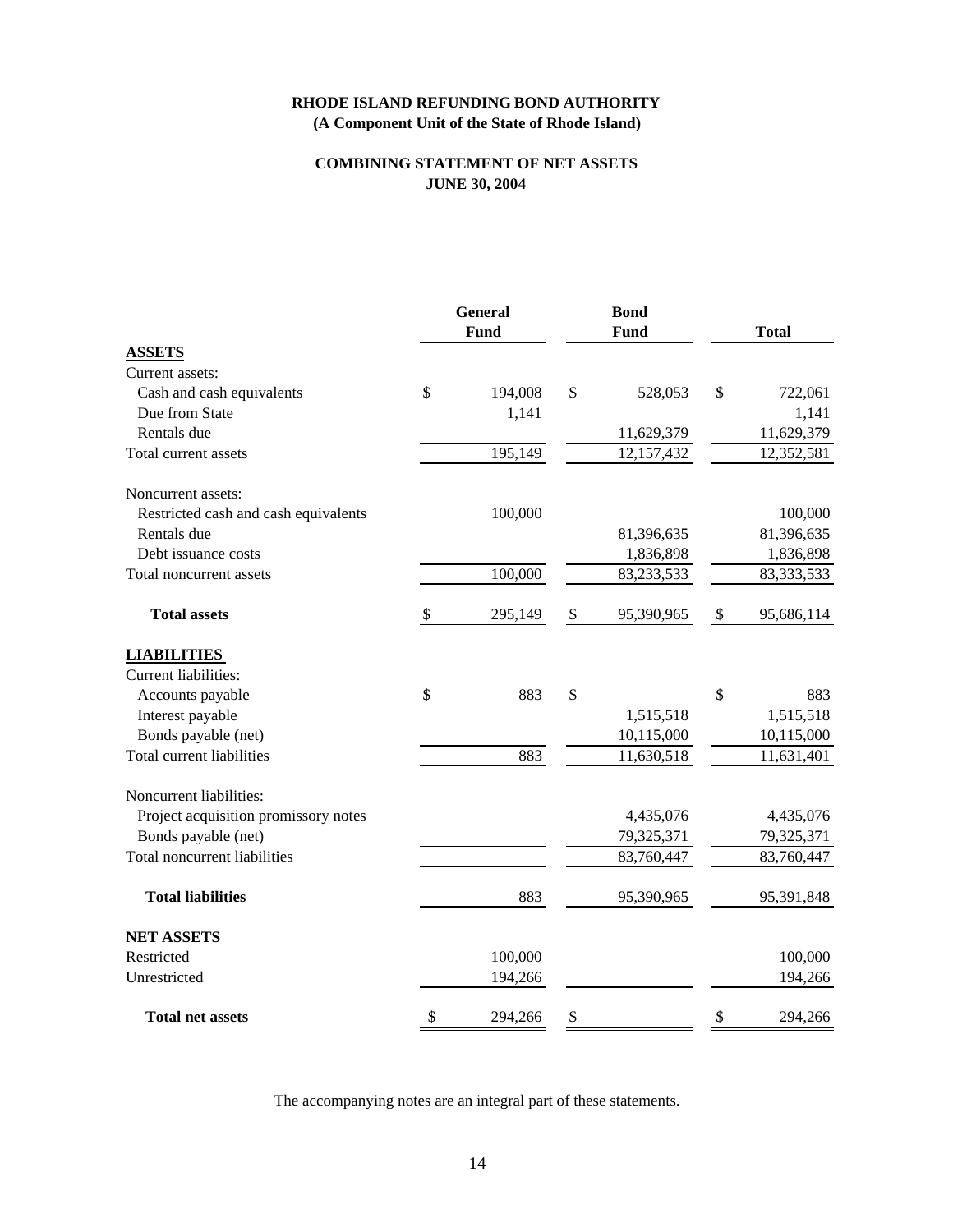**RHODE ISLAND REFUNDING BOND AUTHORITY**
**(A Component Unit of the State of Rhode Island)**

**COMBINING STATEMENT OF NET ASSETS**
**JUNE 30, 2004**

| | General Fund | Bond Fund | Total |
|---|---|---|---|
| **ASSETS** | | | |
| Current assets: | | | |
| Cash and cash equivalents | $ 194,008 | $ 528,053 | $ 722,061 |
| Due from State | 1,141 | | 1,141 |
| Rentals due | | 11,629,379 | 11,629,379 |
| Total current assets | 195,149 | 12,157,432 | 12,352,581 |
| Noncurrent assets: | | | |
| Restricted cash and cash equivalents | 100,000 | | 100,000 |
| Rentals due | | 81,396,635 | 81,396,635 |
| Debt issuance costs | | 1,836,898 | 1,836,898 |
| Total noncurrent assets | 100,000 | 83,233,533 | 83,333,533 |
| **Total assets** | $ 295,149 | $ 95,390,965 | $ 95,686,114 |
| **LIABILITIES** | | | |
| Current liabilities: | | | |
| Accounts payable | $ 883 | $ | $ 883 |
| Interest payable | | 1,515,518 | 1,515,518 |
| Bonds payable (net) | | 10,115,000 | 10,115,000 |
| Total current liabilities | 883 | 11,630,518 | 11,631,401 |
| Noncurrent liabilities: | | | |
| Project acquisition promissory notes | | 4,435,076 | 4,435,076 |
| Bonds payable (net) | | 79,325,371 | 79,325,371 |
| Total noncurrent liabilities | | 83,760,447 | 83,760,447 |
| **Total liabilities** | 883 | 95,390,965 | 95,391,848 |
| **NET ASSETS** | | | |
| Restricted | 100,000 | | 100,000 |
| Unrestricted | 194,266 | | 194,266 |
| **Total net assets** | $ 294,266 | $ | $ 294,266 |

The accompanying notes are an integral part of these statements.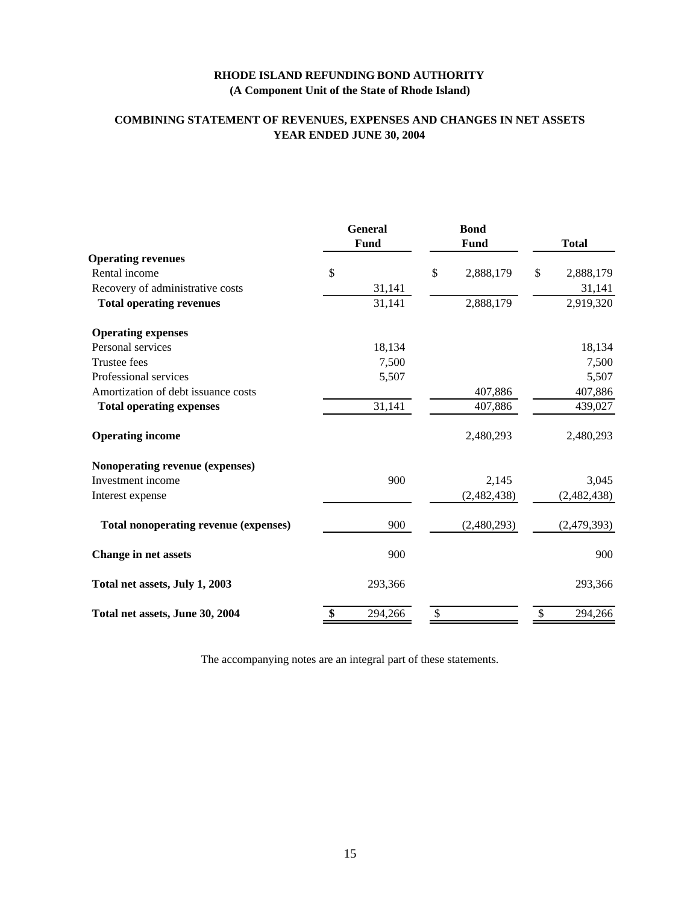# RHODE ISLAND REFUNDING BOND AUTHORITY
## (A Component Unit of the State of Rhode Island)

## COMBINING STATEMENT OF REVENUES, EXPENSES AND CHANGES IN NET ASSETS
## YEAR ENDED JUNE 30, 2004

| | General Fund | Bond Fund | Total |
|---|---|---|---|
| **Operating revenues** | | | |
| Rental income | $ | $ 2,888,179 | $ 2,888,179 |
| Recovery of administrative costs | 31,141 | | 31,141 |
| **Total operating revenues** | 31,141 | 2,888,179 | 2,919,320 |
| **Operating expenses** | | | |
| Personal services | 18,134 | | 18,134 |
| Trustee fees | 7,500 | | 7,500 |
| Professional services | 5,507 | | 5,507 |
| Amortization of debt issuance costs | | 407,886 | 407,886 |
| **Total operating expenses** | 31,141 | 407,886 | 439,027 |
| **Operating income** | | 2,480,293 | 2,480,293 |
| **Nonoperating revenue (expenses)** | | | |
| Investment income | 900 | 2,145 | 3,045 |
| Interest expense | | (2,482,438) | (2,482,438) |
| **Total nonoperating revenue (expenses)** | 900 | (2,480,293) | (2,479,393) |
| **Change in net assets** | 900 | | 900 |
| **Total net assets, July 1, 2003** | 293,366 | | 293,366 |
| **Total net assets, June 30, 2004** | $ 294,266 | $ | $ 294,266 |

The accompanying notes are an integral part of these statements.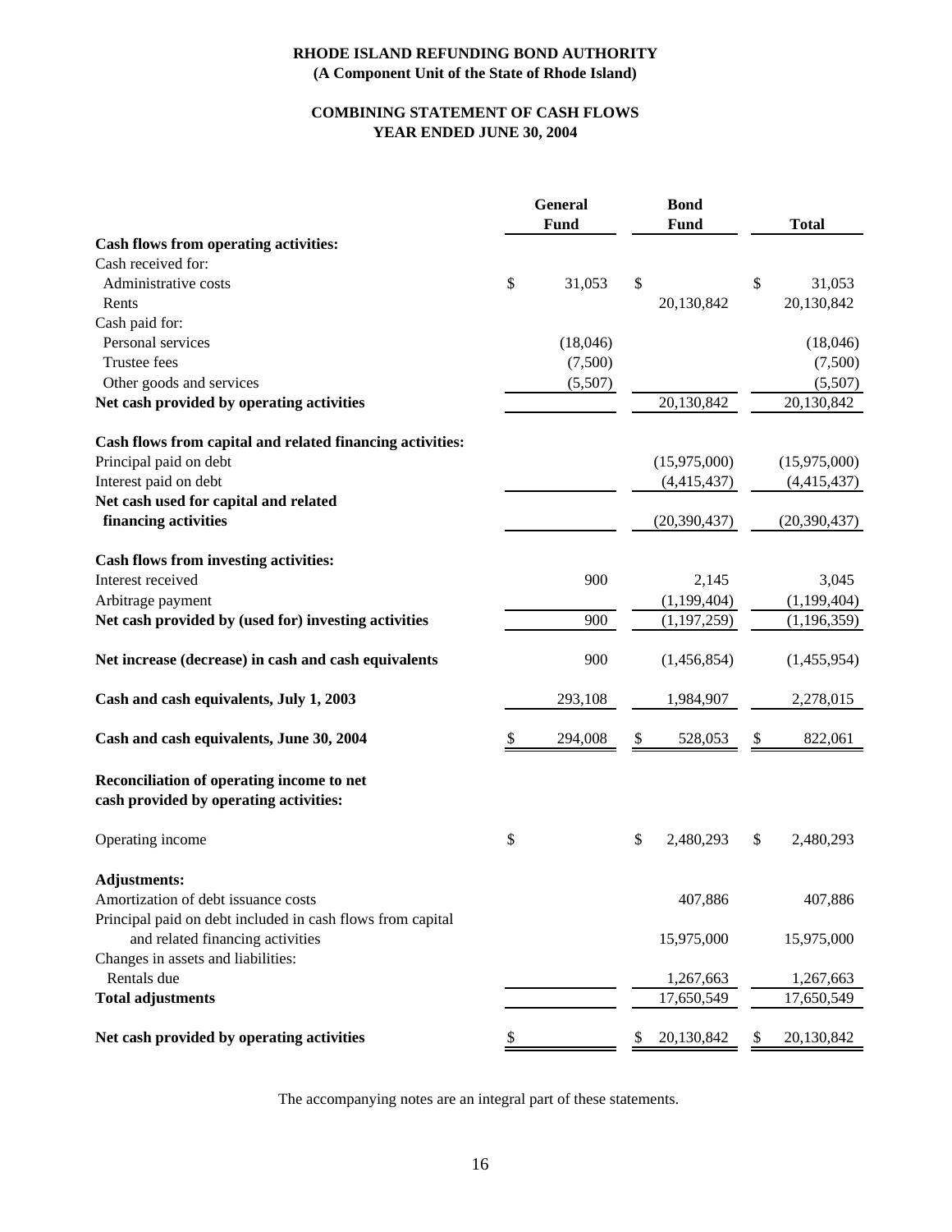**RHODE ISLAND REFUNDING BOND AUTHORITY**
**(A Component Unit of the State of Rhode Island)**

**COMBINING STATEMENT OF CASH FLOWS**
**YEAR ENDED JUNE 30, 2004**

| | General Fund | Bond Fund | Total |
|---|---|---|---|
| **Cash flows from operating activities:** | | | |
| Cash received for: | | | |
| Administrative costs | $ 31,053 | $ | $ 31,053 |
| Rents | | 20,130,842 | 20,130,842 |
| Cash paid for: | | | |
| Personal services | (18,046) | | (18,046) |
| Trustee fees | (7,500) | | (7,500) |
| Other goods and services | (5,507) | | (5,507) |
| **Net cash provided by operating activities** | | 20,130,842 | 20,130,842 |
| **Cash flows from capital and related financing activities:** | | | |
| Principal paid on debt | | (15,975,000) | (15,975,000) |
| Interest paid on debt | | (4,415,437) | (4,415,437) |
| **Net cash used for capital and related financing activities** | | (20,390,437) | (20,390,437) |
| **Cash flows from investing activities:** | | | |
| Interest received | 900 | 2,145 | 3,045 |
| Arbitrage payment | | (1,199,404) | (1,199,404) |
| **Net cash provided by (used for) investing activities** | 900 | (1,197,259) | (1,196,359) |
| **Net increase (decrease) in cash and cash equivalents** | 900 | (1,456,854) | (1,455,954) |
| **Cash and cash equivalents, July 1, 2003** | 293,108 | 1,984,907 | 2,278,015 |
| **Cash and cash equivalents, June 30, 2004** | $ 294,008 | $ 528,053 | $ 822,061 |
| **Reconciliation of operating income to net cash provided by operating activities:** | | | |
| Operating income | $ | $ 2,480,293 | $ 2,480,293 |
| **Adjustments:** | | | |
| Amortization of debt issuance costs | | 407,886 | 407,886 |
| Principal paid on debt included in cash flows from capital and related financing activities | | 15,975,000 | 15,975,000 |
| Changes in assets and liabilities: | | | |
| Rentals due | | 1,267,663 | 1,267,663 |
| **Total adjustments** | | 17,650,549 | 17,650,549 |
| **Net cash provided by operating activities** | $ | $ 20,130,842 | $ 20,130,842 |

The accompanying notes are an integral part of these statements.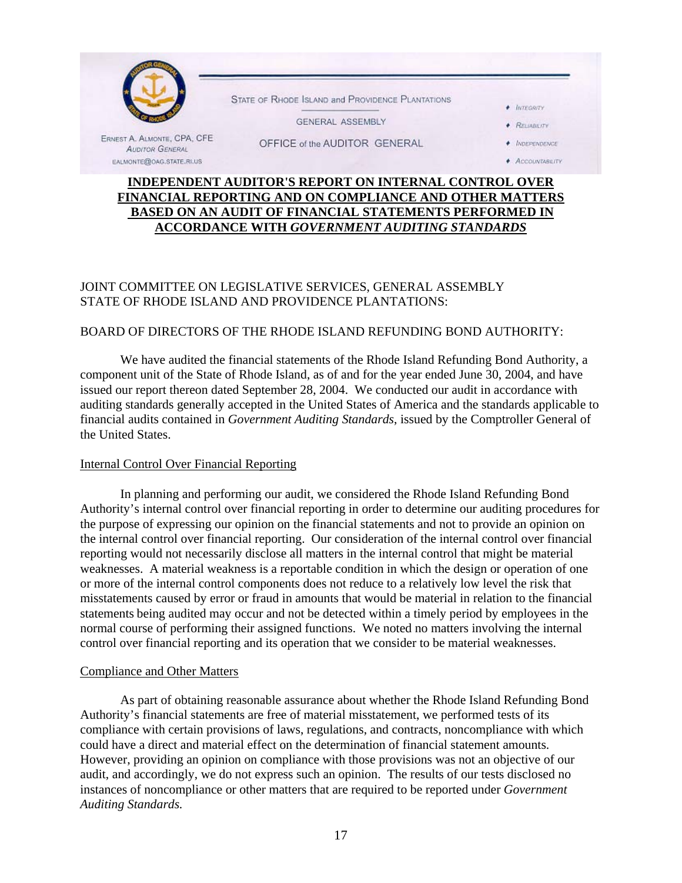STATE OF RHODE ISLAND and PROVIDENCE PLANTATIONS

GENERAL ASSEMBLY

OFFICE of the AUDITOR GENERAL

ERNEST A. ALMONTE, CPA, CFE
AUDITOR GENERAL
EALMONTE@OAG.STATE.RI.US

- INTEGRITY
- RELIABILITY
- INDEPENDENCE
- ACCOUNTABILITY

# INDEPENDENT AUDITOR'S REPORT ON INTERNAL CONTROL OVER FINANCIAL REPORTING AND ON COMPLIANCE AND OTHER MATTERS BASED ON AN AUDIT OF FINANCIAL STATEMENTS PERFORMED IN ACCORDANCE WITH *GOVERNMENT AUDITING STANDARDS*

JOINT COMMITTEE ON LEGISLATIVE SERVICES, GENERAL ASSEMBLY
STATE OF RHODE ISLAND AND PROVIDENCE PLANTATIONS:

BOARD OF DIRECTORS OF THE RHODE ISLAND REFUNDING BOND AUTHORITY:

We have audited the financial statements of the Rhode Island Refunding Bond Authority, a component unit of the State of Rhode Island, as of and for the year ended June 30, 2004, and have issued our report thereon dated September 28, 2004. We conducted our audit in accordance with auditing standards generally accepted in the United States of America and the standards applicable to financial audits contained in *Government Auditing Standards*, issued by the Comptroller General of the United States.

## Internal Control Over Financial Reporting

In planning and performing our audit, we considered the Rhode Island Refunding Bond Authority's internal control over financial reporting in order to determine our auditing procedures for the purpose of expressing our opinion on the financial statements and not to provide an opinion on the internal control over financial reporting. Our consideration of the internal control over financial reporting would not necessarily disclose all matters in the internal control that might be material weaknesses. A material weakness is a reportable condition in which the design or operation of one or more of the internal control components does not reduce to a relatively low level the risk that misstatements caused by error or fraud in amounts that would be material in relation to the financial statements being audited may occur and not be detected within a timely period by employees in the normal course of performing their assigned functions. We noted no matters involving the internal control over financial reporting and its operation that we consider to be material weaknesses.

## Compliance and Other Matters

As part of obtaining reasonable assurance about whether the Rhode Island Refunding Bond Authority's financial statements are free of material misstatement, we performed tests of its compliance with certain provisions of laws, regulations, and contracts, noncompliance with which could have a direct and material effect on the determination of financial statement amounts. However, providing an opinion on compliance with those provisions was not an objective of our audit, and accordingly, we do not express such an opinion. The results of our tests disclosed no instances of noncompliance or other matters that are required to be reported under *Government Auditing Standards.*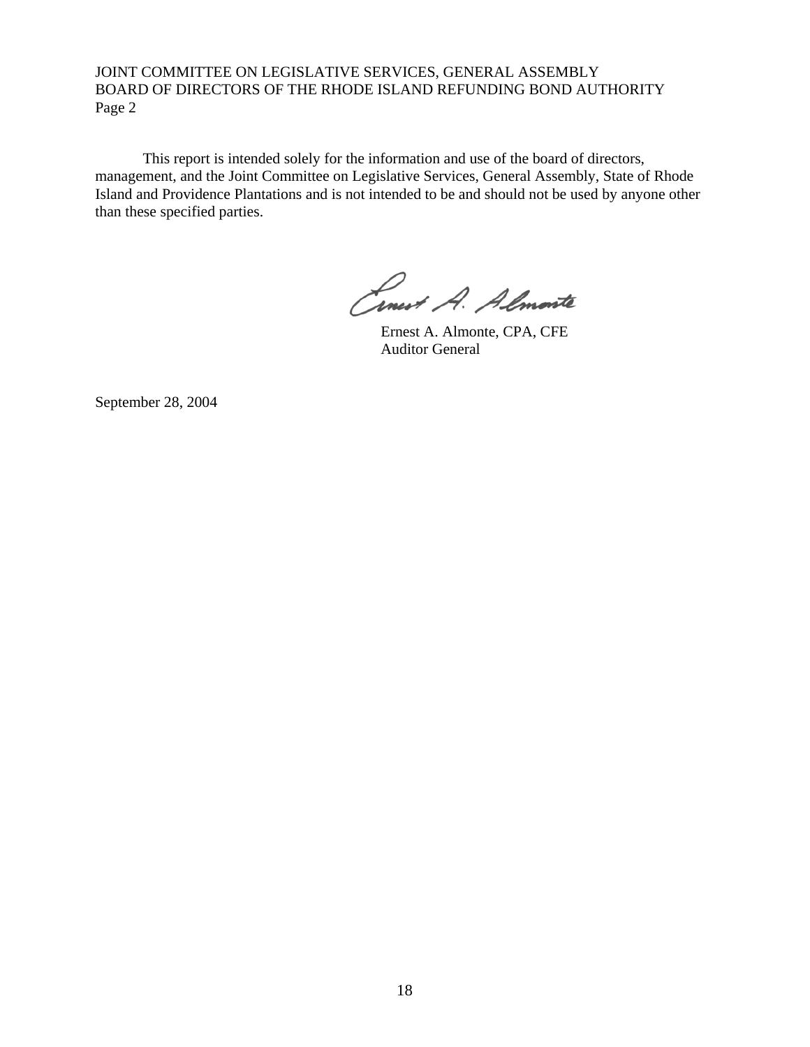JOINT COMMITTEE ON LEGISLATIVE SERVICES, GENERAL ASSEMBLY
BOARD OF DIRECTORS OF THE RHODE ISLAND REFUNDING BOND AUTHORITY
Page 2

This report is intended solely for the information and use of the board of directors, management, and the Joint Committee on Legislative Services, General Assembly, State of Rhode Island and Providence Plantations and is not intended to be and should not be used by anyone other than these specified parties.

Ernest A. Almonte

Ernest A. Almonte, CPA, CFE
Auditor General

September 28, 2004